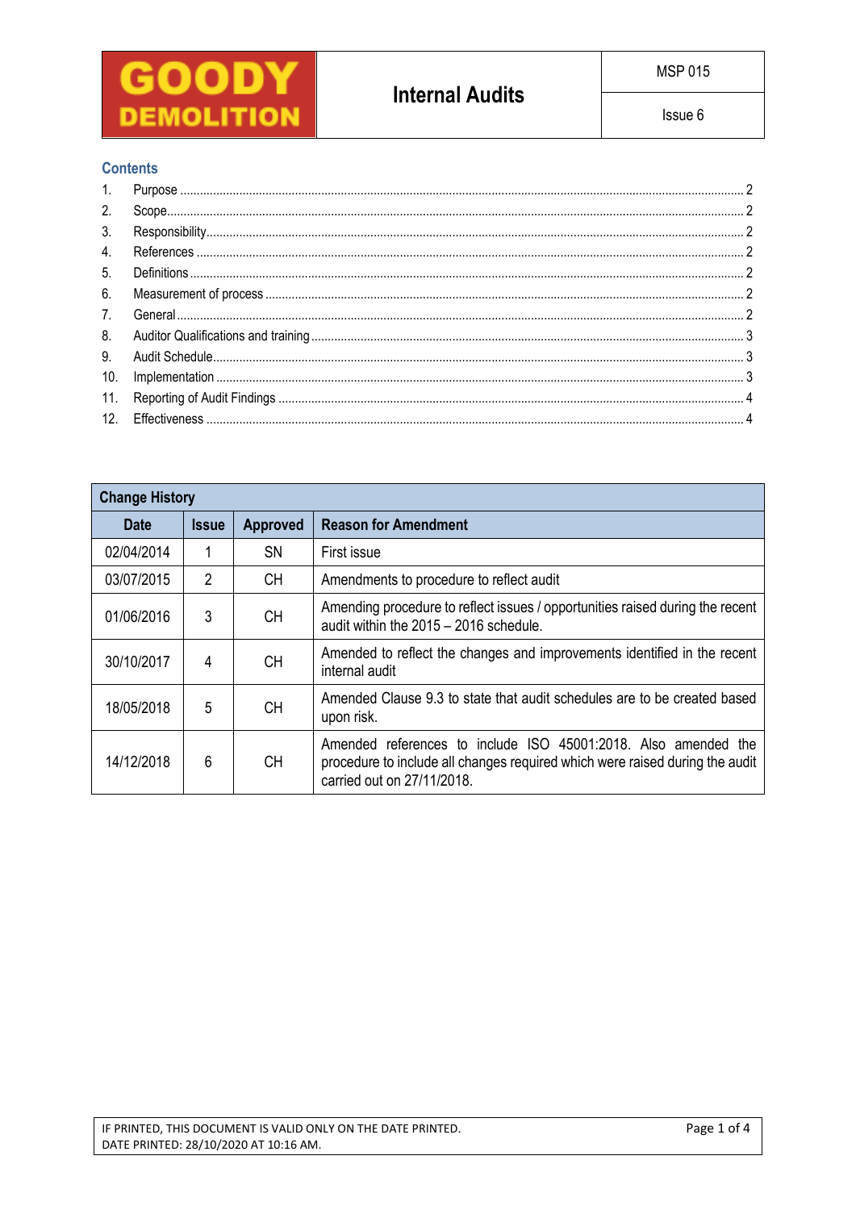| GOODY DEMOLITION | Internal Audits | MSP 015 |
|---|---|---|
| | | Issue 6 |

## Contents

1. Purpose ..... 2
2. Scope ..... 2
3. Responsibility ..... 2
4. References ..... 2
5. Definitions ..... 2
6. Measurement of process ..... 2
7. General ..... 2
8. Auditor Qualifications and training ..... 3
9. Audit Schedule ..... 3
10. Implementation ..... 3
11. Reporting of Audit Findings ..... 4
12. Effectiveness ..... 4

| Change History | | | |
|---|---|---|---|
| **Date** | **Issue** | **Approved** | **Reason for Amendment** |
| 02/04/2014 | 1 | SN | First issue |
| 03/07/2015 | 2 | CH | Amendments to procedure to reflect audit |
| 01/06/2016 | 3 | CH | Amending procedure to reflect issues / opportunities raised during the recent audit within the 2015 – 2016 schedule. |
| 30/10/2017 | 4 | CH | Amended to reflect the changes and improvements identified in the recent internal audit |
| 18/05/2018 | 5 | CH | Amended Clause 9.3 to state that audit schedules are to be created based upon risk. |
| 14/12/2018 | 6 | CH | Amended references to include ISO 45001:2018. Also amended the procedure to include all changes required which were raised during the audit carried out on 27/11/2018. |

IF PRINTED, THIS DOCUMENT IS VALID ONLY ON THE DATE PRINTED.
DATE PRINTED: 28/10/2020 AT 10:16 AM.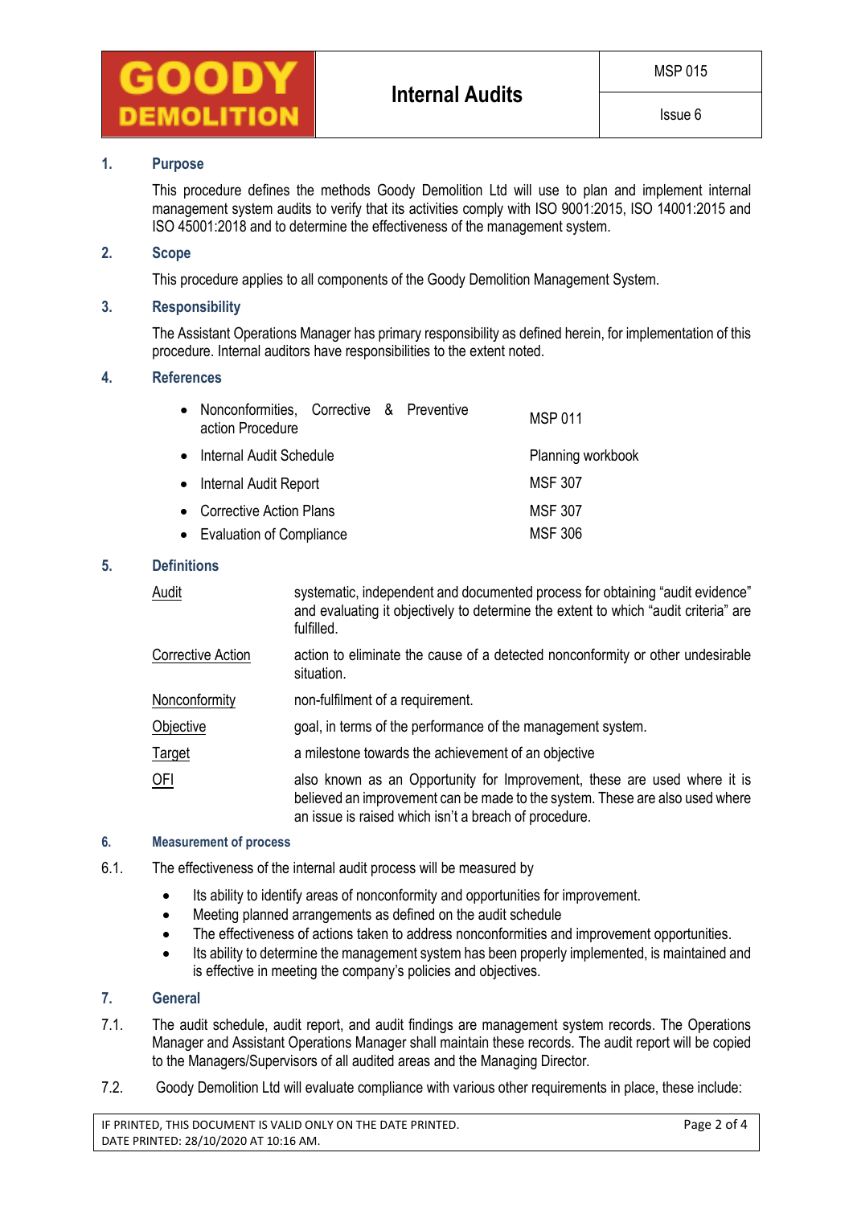## 1. Purpose

This procedure defines the methods Goody Demolition Ltd will use to plan and implement internal management system audits to verify that its activities comply with ISO 9001:2015, ISO 14001:2015 and ISO 45001:2018 and to determine the effectiveness of the management system.

## 2. Scope

This procedure applies to all components of the Goody Demolition Management System.

## 3. Responsibility

The Assistant Operations Manager has primary responsibility as defined herein, for implementation of this procedure. Internal auditors have responsibilities to the extent noted.

## 4. References

| | |
|---|---|
| • Nonconformities, Corrective & Preventive action Procedure | MSP 011 |
| • Internal Audit Schedule | Planning workbook |
| • Internal Audit Report | MSF 307 |
| • Corrective Action Plans | MSF 307 |
| • Evaluation of Compliance | MSF 306 |

## 5. Definitions

| | |
|---|---|
| Audit | systematic, independent and documented process for obtaining "audit evidence" and evaluating it objectively to determine the extent to which "audit criteria" are fulfilled. |
| Corrective Action | action to eliminate the cause of a detected nonconformity or other undesirable situation. |
| Nonconformity | non-fulfilment of a requirement. |
| Objective | goal, in terms of the performance of the management system. |
| Target | a milestone towards the achievement of an objective |
| OFI | also known as an Opportunity for Improvement, these are used where it is believed an improvement can be made to the system. These are also used where an issue is raised which isn't a breach of procedure. |

## 6. Measurement of process

6.1. The effectiveness of the internal audit process will be measured by

- Its ability to identify areas of nonconformity and opportunities for improvement.
- Meeting planned arrangements as defined on the audit schedule
- The effectiveness of actions taken to address nonconformities and improvement opportunities.
- Its ability to determine the management system has been properly implemented, is maintained and is effective in meeting the company's policies and objectives.

## 7. General

7.1. The audit schedule, audit report, and audit findings are management system records. The Operations Manager and Assistant Operations Manager shall maintain these records. The audit report will be copied to the Managers/Supervisors of all audited areas and the Managing Director.

7.2. Goody Demolition Ltd will evaluate compliance with various other requirements in place, these include: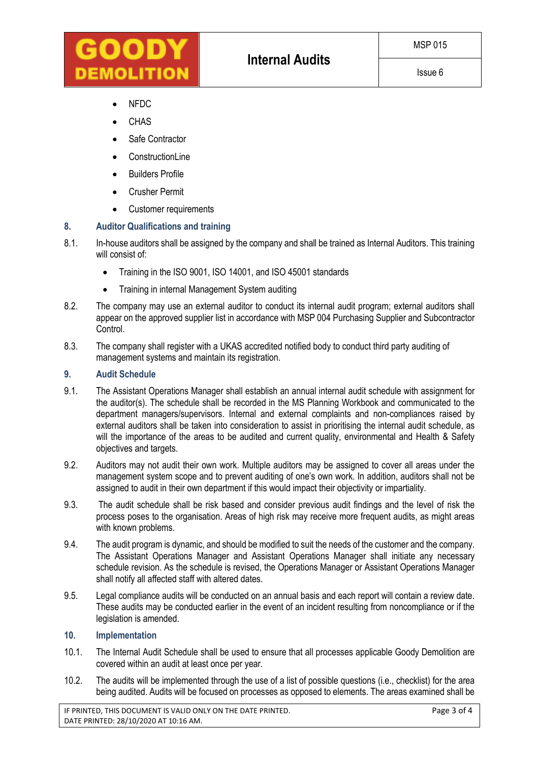- NFDC
- CHAS
- Safe Contractor
- ConstructionLine
- Builders Profile
- Crusher Permit
- Customer requirements

## 8. Auditor Qualifications and training

8.1. In-house auditors shall be assigned by the company and shall be trained as Internal Auditors. This training will consist of:

- Training in the ISO 9001, ISO 14001, and ISO 45001 standards
- Training in internal Management System auditing

8.2. The company may use an external auditor to conduct its internal audit program; external auditors shall appear on the approved supplier list in accordance with MSP 004 Purchasing Supplier and Subcontractor Control.

8.3. The company shall register with a UKAS accredited notified body to conduct third party auditing of management systems and maintain its registration.

## 9. Audit Schedule

9.1. The Assistant Operations Manager shall establish an annual internal audit schedule with assignment for the auditor(s). The schedule shall be recorded in the MS Planning Workbook and communicated to the department managers/supervisors. Internal and external complaints and non-compliances raised by external auditors shall be taken into consideration to assist in prioritising the internal audit schedule, as will the importance of the areas to be audited and current quality, environmental and Health & Safety objectives and targets.

9.2. Auditors may not audit their own work. Multiple auditors may be assigned to cover all areas under the management system scope and to prevent auditing of one's own work. In addition, auditors shall not be assigned to audit in their own department if this would impact their objectivity or impartiality.

9.3. The audit schedule shall be risk based and consider previous audit findings and the level of risk the process poses to the organisation. Areas of high risk may receive more frequent audits, as might areas with known problems.

9.4. The audit program is dynamic, and should be modified to suit the needs of the customer and the company. The Assistant Operations Manager and Assistant Operations Manager shall initiate any necessary schedule revision. As the schedule is revised, the Operations Manager or Assistant Operations Manager shall notify all affected staff with altered dates.

9.5. Legal compliance audits will be conducted on an annual basis and each report will contain a review date. These audits may be conducted earlier in the event of an incident resulting from noncompliance or if the legislation is amended.

## 10. Implementation

10.1. The Internal Audit Schedule shall be used to ensure that all processes applicable Goody Demolition are covered within an audit at least once per year.

10.2. The audits will be implemented through the use of a list of possible questions (i.e., checklist) for the area being audited. Audits will be focused on processes as opposed to elements. The areas examined shall be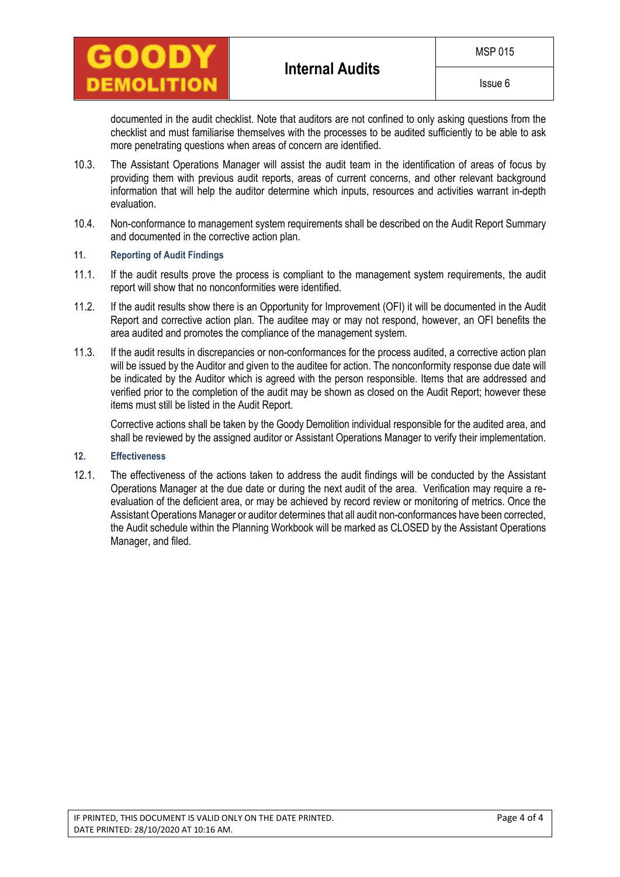documented in the audit checklist. Note that auditors are not confined to only asking questions from the checklist and must familiarise themselves with the processes to be audited sufficiently to be able to ask more penetrating questions when areas of concern are identified.

10.3. The Assistant Operations Manager will assist the audit team in the identification of areas of focus by providing them with previous audit reports, areas of current concerns, and other relevant background information that will help the auditor determine which inputs, resources and activities warrant in-depth evaluation.

10.4. Non-conformance to management system requirements shall be described on the Audit Report Summary and documented in the corrective action plan.

## 11. Reporting of Audit Findings

11.1. If the audit results prove the process is compliant to the management system requirements, the audit report will show that no nonconformities were identified.

11.2. If the audit results show there is an Opportunity for Improvement (OFI) it will be documented in the Audit Report and corrective action plan. The auditee may or may not respond, however, an OFI benefits the area audited and promotes the compliance of the management system.

11.3. If the audit results in discrepancies or non-conformances for the process audited, a corrective action plan will be issued by the Auditor and given to the auditee for action. The nonconformity response due date will be indicated by the Auditor which is agreed with the person responsible. Items that are addressed and verified prior to the completion of the audit may be shown as closed on the Audit Report; however these items must still be listed in the Audit Report.

Corrective actions shall be taken by the Goody Demolition individual responsible for the audited area, and shall be reviewed by the assigned auditor or Assistant Operations Manager to verify their implementation.

## 12. Effectiveness

12.1. The effectiveness of the actions taken to address the audit findings will be conducted by the Assistant Operations Manager at the due date or during the next audit of the area. Verification may require a re-evaluation of the deficient area, or may be achieved by record review or monitoring of metrics. Once the Assistant Operations Manager or auditor determines that all audit non-conformances have been corrected, the Audit schedule within the Planning Workbook will be marked as CLOSED by the Assistant Operations Manager, and filed.